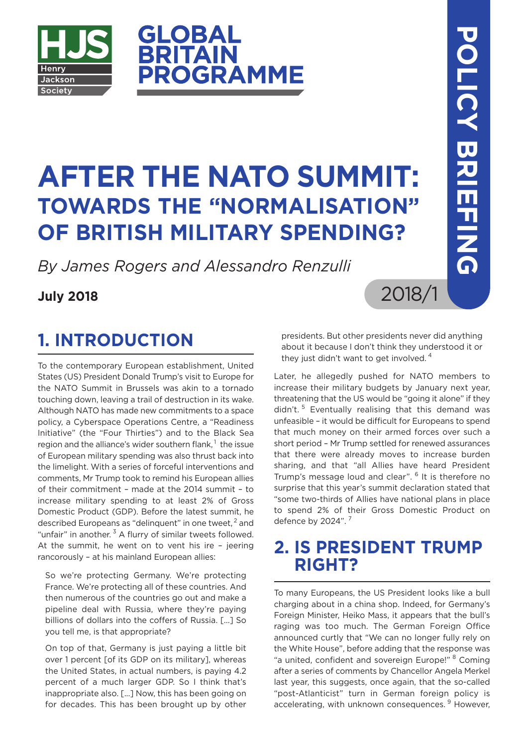HJS Henry Jackson Society

GLOBAL BRITAIN PROGRAMME

POLICY BRIEFING

2018/1

# AFTER THE NATO SUMMIT: TOWARDS THE "NORMALISATION" OF BRITISH MILITARY SPENDING?

*By James Rogers and Alessandro Renzulli*

**July 2018**

## 1. INTRODUCTION

To the contemporary European establishment, United States (US) President Donald Trump's visit to Europe for the NATO Summit in Brussels was akin to a tornado touching down, leaving a trail of destruction in its wake. Although NATO has made new commitments to a space policy, a Cyberspace Operations Centre, a "Readiness Initiative" (the "Four Thirties") and to the Black Sea region and the alliance's wider southern flank,[1] the issue of European military spending was also thrust back into the limelight. With a series of forceful interventions and comments, Mr Trump took to remind his European allies of their commitment – made at the 2014 summit – to increase military spending to at least 2% of Gross Domestic Product (GDP). Before the latest summit, he described Europeans as "delinquent" in one tweet,[2] and "unfair" in another.[3] A flurry of similar tweets followed. At the summit, he went on to vent his ire – jeering rancorously – at his mainland European allies:

> So we're protecting Germany. We're protecting France. We're protecting all of these countries. And then numerous of the countries go out and make a pipeline deal with Russia, where they're paying billions of dollars into the coffers of Russia. [...] So you tell me, is that appropriate?
>
> On top of that, Germany is just paying a little bit over 1 percent [of its GDP on its military], whereas the United States, in actual numbers, is paying 4.2 percent of a much larger GDP. So I think that's inappropriate also. [...] Now, this has been going on for decades. This has been brought up by other presidents. But other presidents never did anything about it because I don't think they understood it or they just didn't want to get involved.[4]

Later, he allegedly pushed for NATO members to increase their military budgets by January next year, threatening that the US would be "going it alone" if they didn't.[5] Eventually realising that this demand was unfeasible – it would be difficult for Europeans to spend that much money on their armed forces over such a short period – Mr Trump settled for renewed assurances that there were already moves to increase burden sharing, and that "all Allies have heard President Trump's message loud and clear".[6] It is therefore no surprise that this year's summit declaration stated that "some two-thirds of Allies have national plans in place to spend 2% of their Gross Domestic Product on defence by 2024".[7]

## 2. IS PRESIDENT TRUMP RIGHT?

To many Europeans, the US President looks like a bull charging about in a china shop. Indeed, for Germany's Foreign Minister, Heiko Mass, it appears that the bull's raging was too much. The German Foreign Office announced curtly that "We can no longer fully rely on the White House", before adding that the response was "a united, confident and sovereign Europe!"[8] Coming after a series of comments by Chancellor Angela Merkel last year, this suggests, once again, that the so-called "post-Atlanticist" turn in German foreign policy is accelerating, with unknown consequences.[9] However,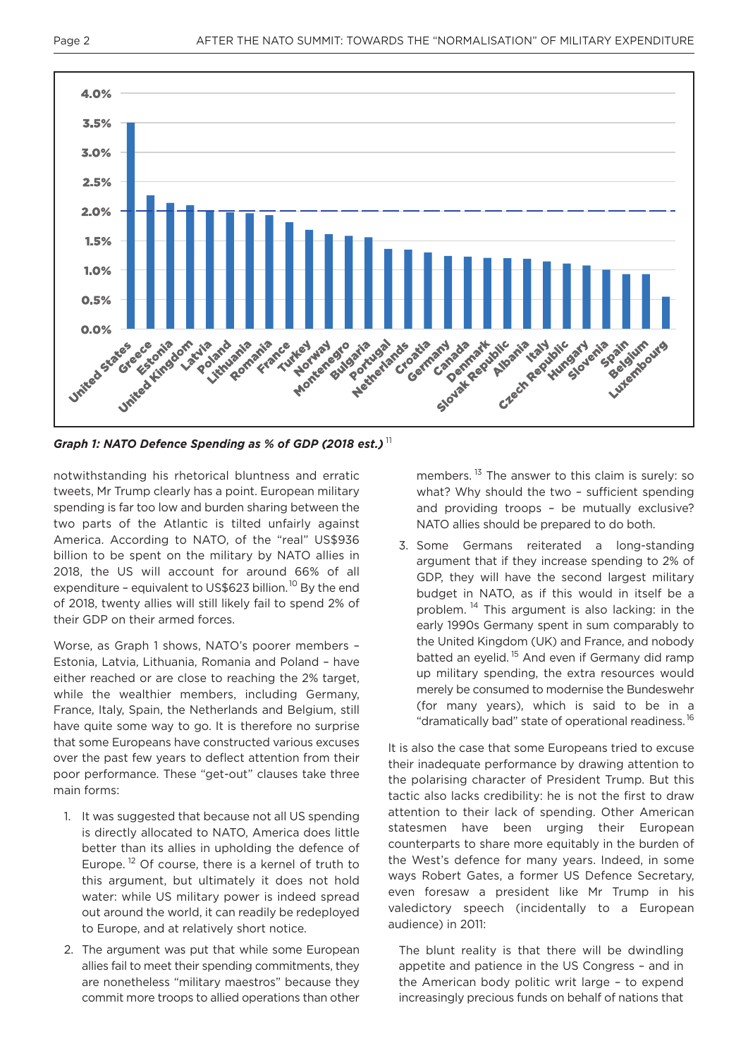*Graph 1: NATO Defence Spending as % of GDP (2018 est.)* [11]

notwithstanding his rhetorical bluntness and erratic tweets, Mr Trump clearly has a point. European military spending is far too low and burden sharing between the two parts of the Atlantic is tilted unfairly against America. According to NATO, of the "real" US$936 billion to be spent on the military by NATO allies in 2018, the US will account for around 66% of all expenditure – equivalent to US$623 billion.[10] By the end of 2018, twenty allies will still likely fail to spend 2% of their GDP on their armed forces.

Worse, as Graph 1 shows, NATO's poorer members – Estonia, Latvia, Lithuania, Romania and Poland – have either reached or are close to reaching the 2% target, while the wealthier members, including Germany, France, Italy, Spain, the Netherlands and Belgium, still have quite some way to go. It is therefore no surprise that some Europeans have constructed various excuses over the past few years to deflect attention from their poor performance. These "get-out" clauses take three main forms:

1. It was suggested that because not all US spending is directly allocated to NATO, America does little better than its allies in upholding the defence of Europe.[12] Of course, there is a kernel of truth to this argument, but ultimately it does not hold water: while US military power is indeed spread out around the world, it can readily be redeployed to Europe, and at relatively short notice.
2. The argument was put that while some European allies fail to meet their spending commitments, they are nonetheless "military maestros" because they commit more troops to allied operations than other members.[13] The answer to this claim is surely: so what? Why should the two – sufficient spending and providing troops – be mutually exclusive? NATO allies should be prepared to do both.
3. Some Germans reiterated a long-standing argument that if they increase spending to 2% of GDP, they will have the second largest military budget in NATO, as if this would in itself be a problem.[14] This argument is also lacking: in the early 1990s Germany spent in sum comparably to the United Kingdom (UK) and France, and nobody batted an eyelid.[15] And even if Germany did ramp up military spending, the extra resources would merely be consumed to modernise the Bundeswehr (for many years), which is said to be in a "dramatically bad" state of operational readiness.[16]

It is also the case that some Europeans tried to excuse their inadequate performance by drawing attention to the polarising character of President Trump. But this tactic also lacks credibility: he is not the first to draw attention to their lack of spending. Other American statesmen have been urging their European counterparts to share more equitably in the burden of the West's defence for many years. Indeed, in some ways Robert Gates, a former US Defence Secretary, even foresaw a president like Mr Trump in his valedictory speech (incidentally to a European audience) in 2011:

> The blunt reality is that there will be dwindling appetite and patience in the US Congress – and in the American body politic writ large – to expend increasingly precious funds on behalf of nations that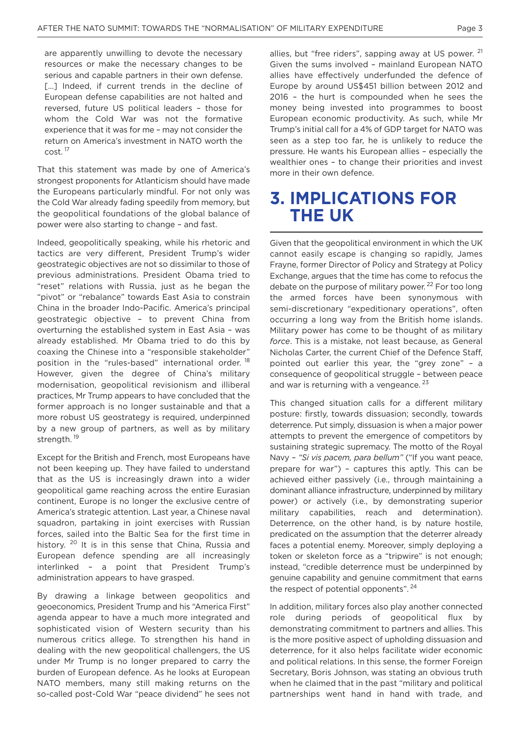are apparently unwilling to devote the necessary resources or make the necessary changes to be serious and capable partners in their own defense. [...] Indeed, if current trends in the decline of European defense capabilities are not halted and reversed, future US political leaders – those for whom the Cold War was not the formative experience that it was for me – may not consider the return on America's investment in NATO worth the cost.[17]

That this statement was made by one of America's strongest proponents for Atlanticism should have made the Europeans particularly mindful. For not only was the Cold War already fading speedily from memory, but the geopolitical foundations of the global balance of power were also starting to change – and fast.

Indeed, geopolitically speaking, while his rhetoric and tactics are very different, President Trump's wider geostrategic objectives are not so dissimilar to those of previous administrations. President Obama tried to "reset" relations with Russia, just as he began the "pivot" or "rebalance" towards East Asia to constrain China in the broader Indo-Pacific. America's principal geostrategic objective – to prevent China from overturning the established system in East Asia – was already established. Mr Obama tried to do this by coaxing the Chinese into a "responsible stakeholder" position in the "rules-based" international order.[18] However, given the degree of China's military modernisation, geopolitical revisionism and illiberal practices, Mr Trump appears to have concluded that the former approach is no longer sustainable and that a more robust US geostrategy is required, underpinned by a new group of partners, as well as by military strength.[19]

Except for the British and French, most Europeans have not been keeping up. They have failed to understand that as the US is increasingly drawn into a wider geopolitical game reaching across the entire Eurasian continent, Europe is no longer the exclusive centre of America's strategic attention. Last year, a Chinese naval squadron, partaking in joint exercises with Russian forces, sailed into the Baltic Sea for the first time in history.[20] It is in this sense that China, Russia and European defence spending are all increasingly interlinked – a point that President Trump's administration appears to have grasped.

By drawing a linkage between geopolitics and geoeconomics, President Trump and his "America First" agenda appear to have a much more integrated and sophisticated vision of Western security than his numerous critics allege. To strengthen his hand in dealing with the new geopolitical challengers, the US under Mr Trump is no longer prepared to carry the burden of European defence. As he looks at European NATO members, many still making returns on the so-called post-Cold War "peace dividend" he sees not allies, but "free riders", sapping away at US power.[21] Given the sums involved – mainland European NATO allies have effectively underfunded the defence of Europe by around US$451 billion between 2012 and 2016 – the hurt is compounded when he sees the money being invested into programmes to boost European economic productivity. As such, while Mr Trump's initial call for a 4% of GDP target for NATO was seen as a step too far, he is unlikely to reduce the pressure. He wants his European allies – especially the wealthier ones – to change their priorities and invest more in their own defence.

## 3. IMPLICATIONS FOR THE UK

Given that the geopolitical environment in which the UK cannot easily escape is changing so rapidly, James Frayne, former Director of Policy and Strategy at Policy Exchange, argues that the time has come to refocus the debate on the purpose of military power.[22] For too long the armed forces have been synonymous with semi-discretionary "expeditionary operations", often occurring a long way from the British home islands. Military power has come to be thought of as military *force*. This is a mistake, not least because, as General Nicholas Carter, the current Chief of the Defence Staff, pointed out earlier this year, the "grey zone" – a consequence of geopolitical struggle – between peace and war is returning with a vengeance.[23]

This changed situation calls for a different military posture: firstly, towards dissuasion; secondly, towards deterrence. Put simply, dissuasion is when a major power attempts to prevent the emergence of competitors by sustaining strategic supremacy. The motto of the Royal Navy – *"Si vis pacem, para bellum"* ("If you want peace, prepare for war") – captures this aptly. This can be achieved either passively (i.e., through maintaining a dominant alliance infrastructure, underpinned by military power) or actively (i.e., by demonstrating superior military capabilities, reach and determination). Deterrence, on the other hand, is by nature hostile, predicated on the assumption that the deterrer already faces a potential enemy. Moreover, simply deploying a token or skeleton force as a "tripwire" is not enough; instead, "credible deterrence must be underpinned by genuine capability and genuine commitment that earns the respect of potential opponents".[24]

In addition, military forces also play another connected role during periods of geopolitical flux by demonstrating commitment to partners and allies. This is the more positive aspect of upholding dissuasion and deterrence, for it also helps facilitate wider economic and political relations. In this sense, the former Foreign Secretary, Boris Johnson, was stating an obvious truth when he claimed that in the past "military and political partnerships went hand in hand with trade, and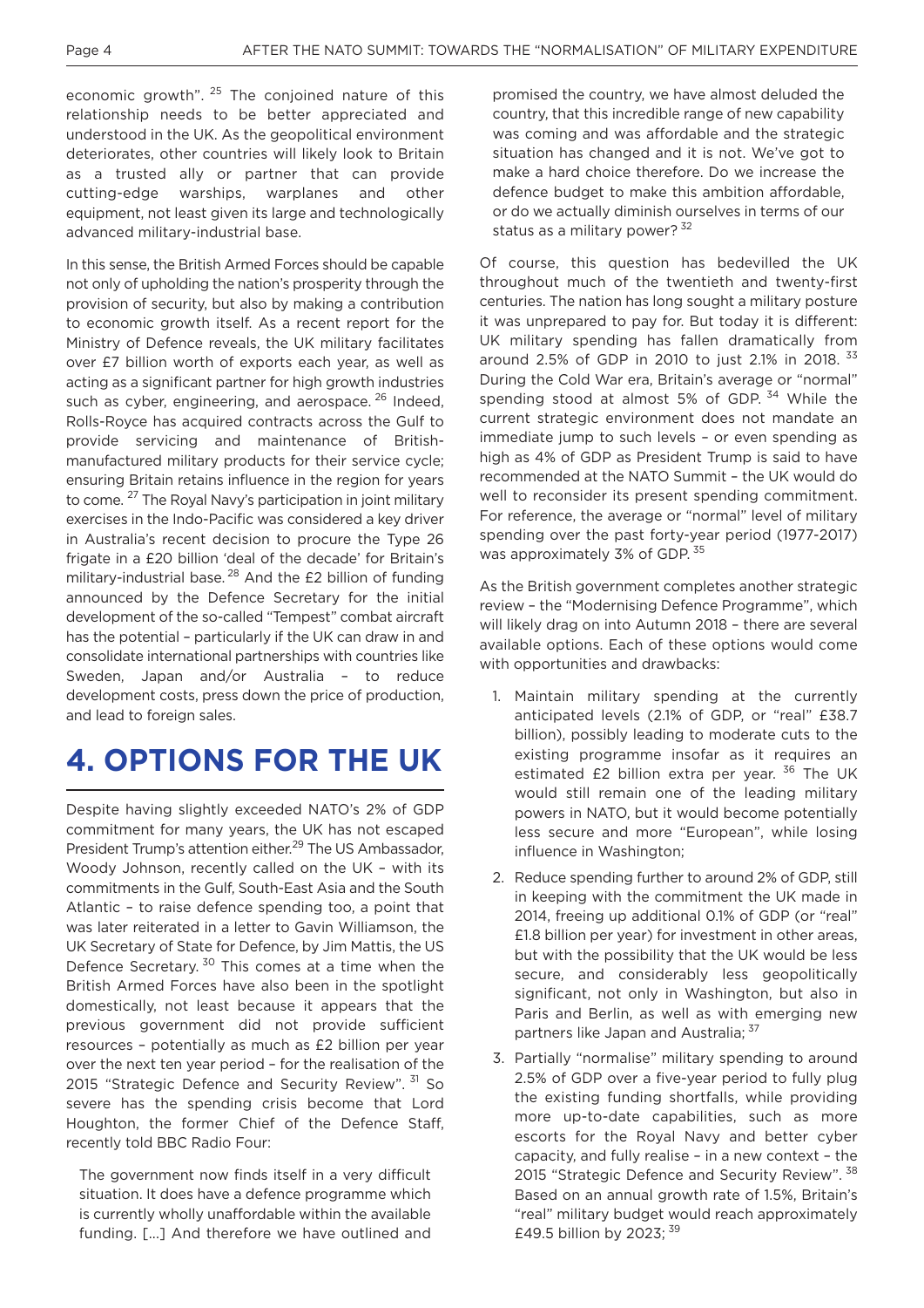economic growth".[25] The conjoined nature of this relationship needs to be better appreciated and understood in the UK. As the geopolitical environment deteriorates, other countries will likely look to Britain as a trusted ally or partner that can provide cutting-edge warships, warplanes and other equipment, not least given its large and technologically advanced military-industrial base.

In this sense, the British Armed Forces should be capable not only of upholding the nation's prosperity through the provision of security, but also by making a contribution to economic growth itself. As a recent report for the Ministry of Defence reveals, the UK military facilitates over £7 billion worth of exports each year, as well as acting as a significant partner for high growth industries such as cyber, engineering, and aerospace.[26] Indeed, Rolls-Royce has acquired contracts across the Gulf to provide servicing and maintenance of British-manufactured military products for their service cycle; ensuring Britain retains influence in the region for years to come.[27] The Royal Navy's participation in joint military exercises in the Indo-Pacific was considered a key driver in Australia's recent decision to procure the Type 26 frigate in a £20 billion 'deal of the decade' for Britain's military-industrial base.[28] And the £2 billion of funding announced by the Defence Secretary for the initial development of the so-called "Tempest" combat aircraft has the potential – particularly if the UK can draw in and consolidate international partnerships with countries like Sweden, Japan and/or Australia – to reduce development costs, press down the price of production, and lead to foreign sales.

# 4. OPTIONS FOR THE UK

Despite having slightly exceeded NATO's 2% of GDP commitment for many years, the UK has not escaped President Trump's attention either.[29] The US Ambassador, Woody Johnson, recently called on the UK – with its commitments in the Gulf, South-East Asia and the South Atlantic – to raise defence spending too, a point that was later reiterated in a letter to Gavin Williamson, the UK Secretary of State for Defence, by Jim Mattis, the US Defence Secretary.[30] This comes at a time when the British Armed Forces have also been in the spotlight domestically, not least because it appears that the previous government did not provide sufficient resources – potentially as much as £2 billion per year over the next ten year period – for the realisation of the 2015 "Strategic Defence and Security Review".[31] So severe has the spending crisis become that Lord Houghton, the former Chief of the Defence Staff, recently told BBC Radio Four:

> The government now finds itself in a very difficult situation. It does have a defence programme which is currently wholly unaffordable within the available funding. [...] And therefore we have outlined and promised the country, we have almost deluded the country, that this incredible range of new capability was coming and was affordable and the strategic situation has changed and it is not. We've got to make a hard choice therefore. Do we increase the defence budget to make this ambition affordable, or do we actually diminish ourselves in terms of our status as a military power?[32]

Of course, this question has bedevilled the UK throughout much of the twentieth and twenty-first centuries. The nation has long sought a military posture it was unprepared to pay for. But today it is different: UK military spending has fallen dramatically from around 2.5% of GDP in 2010 to just 2.1% in 2018.[33] During the Cold War era, Britain's average or "normal" spending stood at almost 5% of GDP.[34] While the current strategic environment does not mandate an immediate jump to such levels – or even spending as high as 4% of GDP as President Trump is said to have recommended at the NATO Summit – the UK would do well to reconsider its present spending commitment. For reference, the average or "normal" level of military spending over the past forty-year period (1977-2017) was approximately 3% of GDP.[35]

As the British government completes another strategic review – the "Modernising Defence Programme", which will likely drag on into Autumn 2018 – there are several available options. Each of these options would come with opportunities and drawbacks:

1. Maintain military spending at the currently anticipated levels (2.1% of GDP, or "real" £38.7 billion), possibly leading to moderate cuts to the existing programme insofar as it requires an estimated £2 billion extra per year.[36] The UK would still remain one of the leading military powers in NATO, but it would become potentially less secure and more "European", while losing influence in Washington;
2. Reduce spending further to around 2% of GDP, still in keeping with the commitment the UK made in 2014, freeing up additional 0.1% of GDP (or "real" £1.8 billion per year) for investment in other areas, but with the possibility that the UK would be less secure, and considerably less geopolitically significant, not only in Washington, but also in Paris and Berlin, as well as with emerging new partners like Japan and Australia;[37]
3. Partially "normalise" military spending to around 2.5% of GDP over a five-year period to fully plug the existing funding shortfalls, while providing more up-to-date capabilities, such as more escorts for the Royal Navy and better cyber capacity, and fully realise – in a new context – the 2015 "Strategic Defence and Security Review".[38] Based on an annual growth rate of 1.5%, Britain's "real" military budget would reach approximately £49.5 billion by 2023;[39]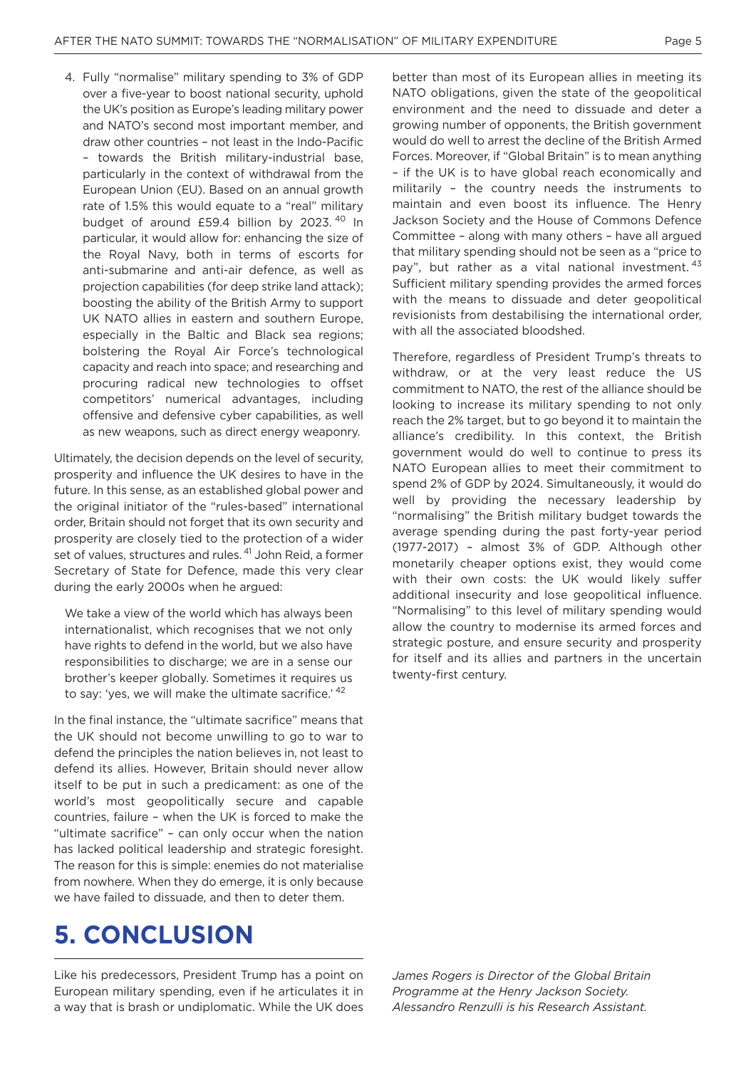4. Fully "normalise" military spending to 3% of GDP over a five-year to boost national security, uphold the UK's position as Europe's leading military power and NATO's second most important member, and draw other countries – not least in the Indo-Pacific – towards the British military-industrial base, particularly in the context of withdrawal from the European Union (EU). Based on an annual growth rate of 1.5% this would equate to a "real" military budget of around £59.4 billion by 2023.[40] In particular, it would allow for: enhancing the size of the Royal Navy, both in terms of escorts for anti-submarine and anti-air defence, as well as projection capabilities (for deep strike land attack); boosting the ability of the British Army to support UK NATO allies in eastern and southern Europe, especially in the Baltic and Black sea regions; bolstering the Royal Air Force's technological capacity and reach into space; and researching and procuring radical new technologies to offset competitors' numerical advantages, including offensive and defensive cyber capabilities, as well as new weapons, such as direct energy weaponry.

Ultimately, the decision depends on the level of security, prosperity and influence the UK desires to have in the future. In this sense, as an established global power and the original initiator of the "rules-based" international order, Britain should not forget that its own security and prosperity are closely tied to the protection of a wider set of values, structures and rules.[41] John Reid, a former Secretary of State for Defence, made this very clear during the early 2000s when he argued:

> We take a view of the world which has always been internationalist, which recognises that we not only have rights to defend in the world, but we also have responsibilities to discharge; we are in a sense our brother's keeper globally. Sometimes it requires us to say: 'yes, we will make the ultimate sacrifice.'[42]

In the final instance, the "ultimate sacrifice" means that the UK should not become unwilling to go to war to defend the principles the nation believes in, not least to defend its allies. However, Britain should never allow itself to be put in such a predicament: as one of the world's most geopolitically secure and capable countries, failure – when the UK is forced to make the "ultimate sacrifice" – can only occur when the nation has lacked political leadership and strategic foresight. The reason for this is simple: enemies do not materialise from nowhere. When they do emerge, it is only because we have failed to dissuade, and then to deter them.

# 5. CONCLUSION

Like his predecessors, President Trump has a point on European military spending, even if he articulates it in a way that is brash or undiplomatic. While the UK does better than most of its European allies in meeting its NATO obligations, given the state of the geopolitical environment and the need to dissuade and deter a growing number of opponents, the British government would do well to arrest the decline of the British Armed Forces. Moreover, if "Global Britain" is to mean anything – if the UK is to have global reach economically and militarily – the country needs the instruments to maintain and even boost its influence. The Henry Jackson Society and the House of Commons Defence Committee – along with many others – have all argued that military spending should not be seen as a "price to pay", but rather as a vital national investment.[43] Sufficient military spending provides the armed forces with the means to dissuade and deter geopolitical revisionists from destabilising the international order, with all the associated bloodshed.

Therefore, regardless of President Trump's threats to withdraw, or at the very least reduce the US commitment to NATO, the rest of the alliance should be looking to increase its military spending to not only reach the 2% target, but to go beyond it to maintain the alliance's credibility. In this context, the British government would do well to continue to press its NATO European allies to meet their commitment to spend 2% of GDP by 2024. Simultaneously, it would do well by providing the necessary leadership by "normalising" the British military budget towards the average spending during the past forty-year period (1977-2017) – almost 3% of GDP. Although other monetarily cheaper options exist, they would come with their own costs: the UK would likely suffer additional insecurity and lose geopolitical influence. "Normalising" to this level of military spending would allow the country to modernise its armed forces and strategic posture, and ensure security and prosperity for itself and its allies and partners in the uncertain twenty-first century.

*James Rogers is Director of the Global Britain Programme at the Henry Jackson Society. Alessandro Renzulli is his Research Assistant.*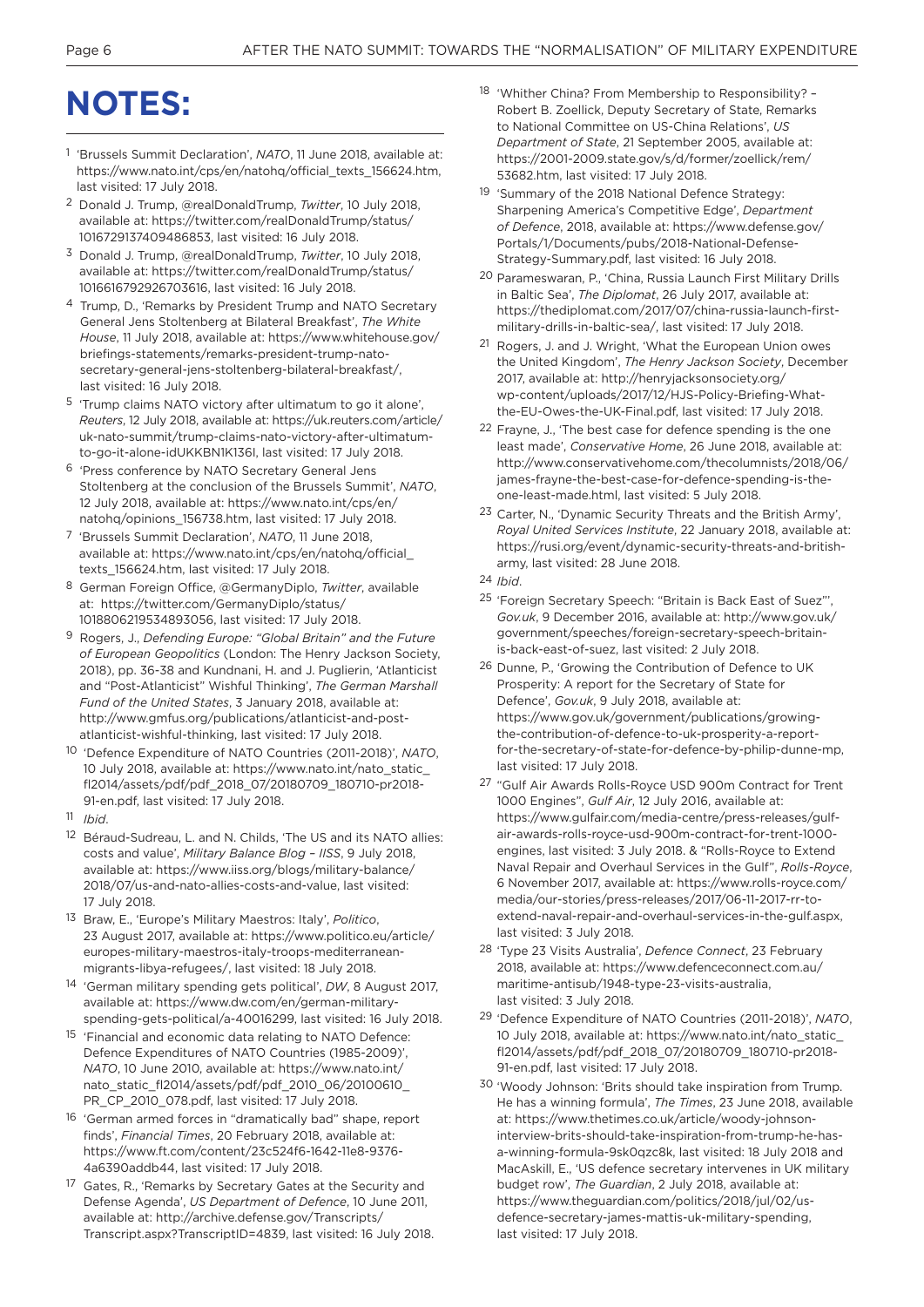# NOTES:

1 'Brussels Summit Declaration', *NATO*, 11 June 2018, available at: https://www.nato.int/cps/en/natohq/official_texts_156624.htm, last visited: 17 July 2018.

2 Donald J. Trump, @realDonaldTrump, *Twitter*, 10 July 2018, available at: https://twitter.com/realDonaldTrump/status/1016729137409486853, last visited: 16 July 2018.

3 Donald J. Trump, @realDonaldTrump, *Twitter*, 10 July 2018, available at: https://twitter.com/realDonaldTrump/status/1016616792926703616, last visited: 16 July 2018.

4 Trump, D., 'Remarks by President Trump and NATO Secretary General Jens Stoltenberg at Bilateral Breakfast', *The White House*, 11 July 2018, available at: https://www.whitehouse.gov/briefings-statements/remarks-president-trump-nato-secretary-general-jens-stoltenberg-bilateral-breakfast/, last visited: 16 July 2018.

5 'Trump claims NATO victory after ultimatum to go it alone', *Reuters*, 12 July 2018, available at: https://uk.reuters.com/article/uk-nato-summit/trump-claims-nato-victory-after-ultimatum-to-go-it-alone-idUKKBN1K136I, last visited: 17 July 2018.

6 'Press conference by NATO Secretary General Jens Stoltenberg at the conclusion of the Brussels Summit', *NATO*, 12 July 2018, available at: https://www.nato.int/cps/en/natohq/opinions_156738.htm, last visited: 17 July 2018.

7 'Brussels Summit Declaration', *NATO*, 11 June 2018, available at: https://www.nato.int/cps/en/natohq/official_texts_156624.htm, last visited: 17 July 2018.

8 German Foreign Office, @GermanyDiplo, *Twitter*, available at: https://twitter.com/GermanyDiplo/status/1018806219534893056, last visited: 17 July 2018.

9 Rogers, J., *Defending Europe: "Global Britain" and the Future of European Geopolitics* (London: The Henry Jackson Society, 2018), pp. 36-38 and Kundnani, H. and J. Puglierin, 'Atlanticist and "Post-Atlanticist" Wishful Thinking', *The German Marshall Fund of the United States*, 3 January 2018, available at: http://www.gmfus.org/publications/atlanticist-and-post-atlanticist-wishful-thinking, last visited: 17 July 2018.

10 'Defence Expenditure of NATO Countries (2011-2018)', *NATO*, 10 July 2018, available at: https://www.nato.int/nato_static_fl2014/assets/pdf/pdf_2018_07/20180709_180710-pr2018-91-en.pdf, last visited: 17 July 2018.

11 *Ibid*.

12 Béraud-Sudreau, L. and N. Childs, 'The US and its NATO allies: costs and value', *Military Balance Blog – IISS*, 9 July 2018, available at: https://www.iiss.org/blogs/military-balance/2018/07/us-and-nato-allies-costs-and-value, last visited: 17 July 2018.

13 Braw, E., 'Europe's Military Maestros: Italy', *Politico*, 23 August 2017, available at: https://www.politico.eu/article/europes-military-maestros-italy-troops-mediterranean-migrants-libya-refugees/, last visited: 18 July 2018.

14 'German military spending gets political', *DW*, 8 August 2017, available at: https://www.dw.com/en/german-military-spending-gets-political/a-40016299, last visited: 16 July 2018.

15 'Financial and economic data relating to NATO Defence: Defence Expenditures of NATO Countries (1985-2009)', *NATO*, 10 June 2010, available at: https://www.nato.int/nato_static_fl2014/assets/pdf/pdf_2010_06/20100610_PR_CP_2010_078.pdf, last visited: 17 July 2018.

16 'German armed forces in "dramatically bad" shape, report finds', *Financial Times*, 20 February 2018, available at: https://www.ft.com/content/23c524f6-1642-11e8-9376-4a6390addb44, last visited: 17 July 2018.

17 Gates, R., 'Remarks by Secretary Gates at the Security and Defense Agenda', *US Department of Defence*, 10 June 2011, available at: http://archive.defense.gov/Transcripts/Transcript.aspx?TranscriptID=4839, last visited: 16 July 2018.

18 'Whither China? From Membership to Responsibility? – Robert B. Zoellick, Deputy Secretary of State, Remarks to National Committee on US-China Relations', *US Department of State*, 21 September 2005, available at: https://2001-2009.state.gov/s/d/former/zoellick/rem/53682.htm, last visited: 17 July 2018.

19 'Summary of the 2018 National Defence Strategy: Sharpening America's Competitive Edge', *Department of Defence*, 2018, available at: https://www.defense.gov/Portals/1/Documents/pubs/2018-National-Defense-Strategy-Summary.pdf, last visited: 16 July 2018.

20 Parameswaran, P., 'China, Russia Launch First Military Drills in Baltic Sea', *The Diplomat*, 26 July 2017, available at: https://thediplomat.com/2017/07/china-russia-launch-first-military-drills-in-baltic-sea/, last visited: 17 July 2018.

21 Rogers, J. and J. Wright, 'What the European Union owes the United Kingdom', *The Henry Jackson Society*, December 2017, available at: http://henryjacksonsociety.org/wp-content/uploads/2017/12/HJS-Policy-Briefing-What-the-EU-Owes-the-UK-Final.pdf, last visited: 17 July 2018.

22 Frayne, J., 'The best case for defence spending is the one least made', *Conservative Home*, 26 June 2018, available at: http://www.conservativehome.com/thecolumnists/2018/06/james-frayne-the-best-case-for-defence-spending-is-the-one-least-made.html, last visited: 5 July 2018.

23 Carter, N., 'Dynamic Security Threats and the British Army', *Royal United Services Institute*, 22 January 2018, available at: https://rusi.org/event/dynamic-security-threats-and-british-army, last visited: 28 June 2018.

24 *Ibid*.

25 'Foreign Secretary Speech: "Britain is Back East of Suez"', *Gov.uk*, 9 December 2016, available at: http://www.gov.uk/government/speeches/foreign-secretary-speech-britain-is-back-east-of-suez, last visited: 2 July 2018.

26 Dunne, P., 'Growing the Contribution of Defence to UK Prosperity: A report for the Secretary of State for Defence', *Gov.uk*, 9 July 2018, available at: https://www.gov.uk/government/publications/growing-the-contribution-of-defence-to-uk-prosperity-a-report-for-the-secretary-of-state-for-defence-by-philip-dunne-mp, last visited: 17 July 2018.

27 "Gulf Air Awards Rolls-Royce USD 900m Contract for Trent 1000 Engines", *Gulf Air*, 12 July 2016, available at: https://www.gulfair.com/media-centre/press-releases/gulf-air-awards-rolls-royce-usd-900m-contract-for-trent-1000-engines, last visited: 3 July 2018. & "Rolls-Royce to Extend Naval Repair and Overhaul Services in the Gulf", *Rolls-Royce*, 6 November 2017, available at: https://www.rolls-royce.com/media/our-stories/press-releases/2017/06-11-2017-rr-to-extend-naval-repair-and-overhaul-services-in-the-gulf.aspx, last visited: 3 July 2018.

28 'Type 23 Visits Australia', *Defence Connect*, 23 February 2018, available at: https://www.defenceconnect.com.au/maritime-antisub/1948-type-23-visits-australia, last visited: 3 July 2018.

29 'Defence Expenditure of NATO Countries (2011-2018)', *NATO*, 10 July 2018, available at: https://www.nato.int/nato_static_fl2014/assets/pdf/pdf_2018_07/20180709_180710-pr2018-91-en.pdf, last visited: 17 July 2018.

30 'Woody Johnson: 'Brits should take inspiration from Trump. He has a winning formula', *The Times*, 23 June 2018, available at: https://www.thetimes.co.uk/article/woody-johnson-interview-brits-should-take-inspiration-from-trump-he-has-a-winning-formula-9sk0qzc8k, last visited: 18 July 2018 and MacAskill, E., 'US defence secretary intervenes in UK military budget row', *The Guardian*, 2 July 2018, available at: https://www.theguardian.com/politics/2018/jul/02/us-defence-secretary-james-mattis-uk-military-spending, last visited: 17 July 2018.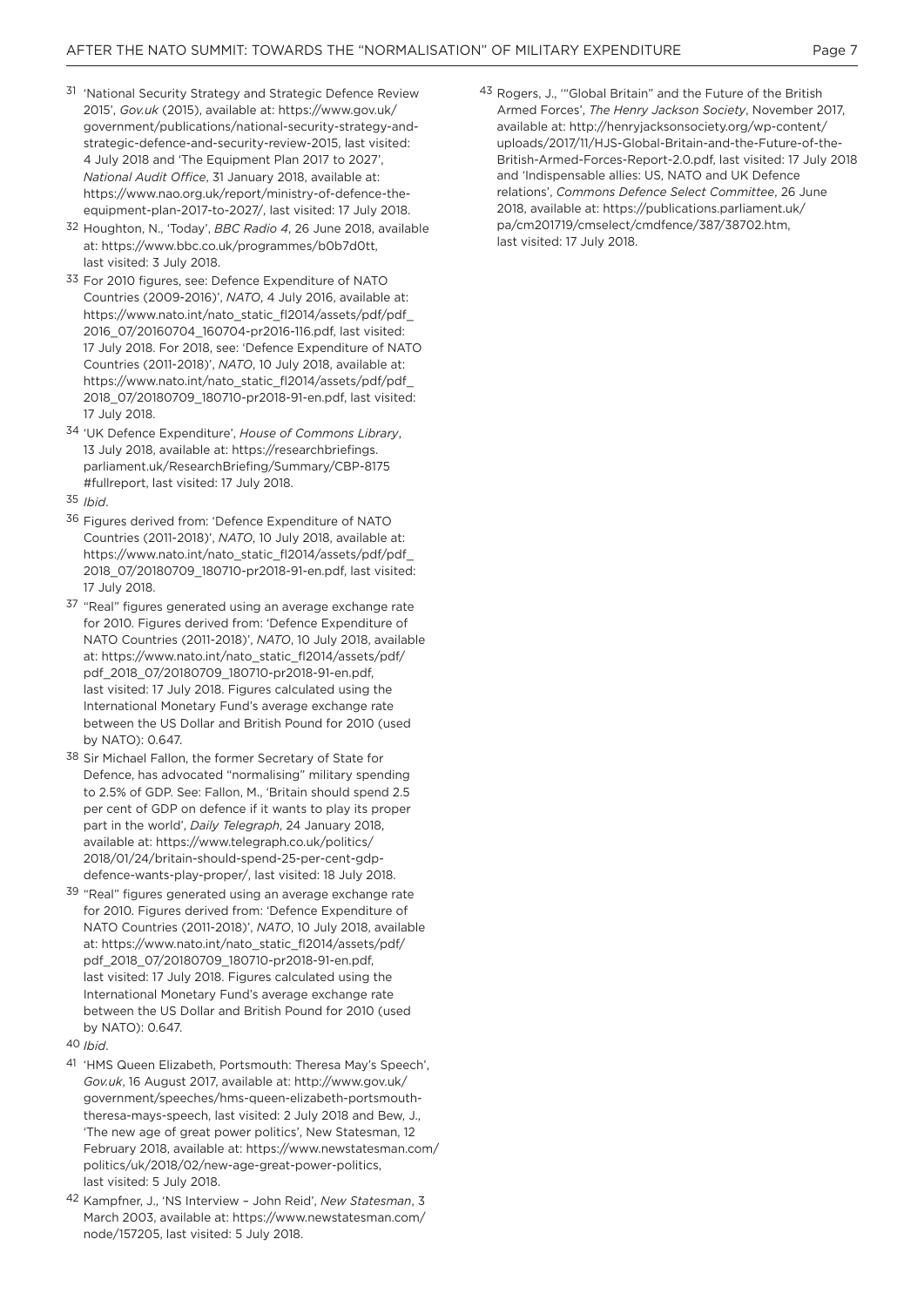31 'National Security Strategy and Strategic Defence Review 2015', *Gov.uk* (2015), available at: https://www.gov.uk/government/publications/national-security-strategy-and-strategic-defence-and-security-review-2015, last visited: 4 July 2018 and 'The Equipment Plan 2017 to 2027', *National Audit Office*, 31 January 2018, available at: https://www.nao.org.uk/report/ministry-of-defence-the-equipment-plan-2017-to-2027/, last visited: 17 July 2018.

32 Houghton, N., 'Today', *BBC Radio 4*, 26 June 2018, available at: https://www.bbc.co.uk/programmes/b0b7d0tt, last visited: 3 July 2018.

33 For 2010 figures, see: Defence Expenditure of NATO Countries (2009-2016)', *NATO*, 4 July 2016, available at: https://www.nato.int/nato_static_fl2014/assets/pdf/pdf_2016_07/20160704_160704-pr2016-116.pdf, last visited: 17 July 2018. For 2018, see: 'Defence Expenditure of NATO Countries (2011-2018)', *NATO*, 10 July 2018, available at: https://www.nato.int/nato_static_fl2014/assets/pdf/pdf_2018_07/20180709_180710-pr2018-91-en.pdf, last visited: 17 July 2018.

34 'UK Defence Expenditure', *House of Commons Library*, 13 July 2018, available at: https://researchbriefings.parliament.uk/ResearchBriefing/Summary/CBP-8175#fullreport, last visited: 17 July 2018.

35 *Ibid*.

36 Figures derived from: 'Defence Expenditure of NATO Countries (2011-2018)', *NATO*, 10 July 2018, available at: https://www.nato.int/nato_static_fl2014/assets/pdf/pdf_2018_07/20180709_180710-pr2018-91-en.pdf, last visited: 17 July 2018.

37 "Real" figures generated using an average exchange rate for 2010. Figures derived from: 'Defence Expenditure of NATO Countries (2011-2018)', *NATO*, 10 July 2018, available at: https://www.nato.int/nato_static_fl2014/assets/pdf/pdf_2018_07/20180709_180710-pr2018-91-en.pdf, last visited: 17 July 2018. Figures calculated using the International Monetary Fund's average exchange rate between the US Dollar and British Pound for 2010 (used by NATO): 0.647.

38 Sir Michael Fallon, the former Secretary of State for Defence, has advocated "normalising" military spending to 2.5% of GDP. See: Fallon, M., 'Britain should spend 2.5 per cent of GDP on defence if it wants to play its proper part in the world', *Daily Telegraph*, 24 January 2018, available at: https://www.telegraph.co.uk/politics/2018/01/24/britain-should-spend-25-per-cent-gdp-defence-wants-play-proper/, last visited: 18 July 2018.

39 "Real" figures generated using an average exchange rate for 2010. Figures derived from: 'Defence Expenditure of NATO Countries (2011-2018)', *NATO*, 10 July 2018, available at: https://www.nato.int/nato_static_fl2014/assets/pdf/pdf_2018_07/20180709_180710-pr2018-91-en.pdf, last visited: 17 July 2018. Figures calculated using the International Monetary Fund's average exchange rate between the US Dollar and British Pound for 2010 (used by NATO): 0.647.

40 *Ibid*.

41 'HMS Queen Elizabeth, Portsmouth: Theresa May's Speech', *Gov.uk*, 16 August 2017, available at: http://www.gov.uk/government/speeches/hms-queen-elizabeth-portsmouth-theresa-mays-speech, last visited: 2 July 2018 and Bew, J., 'The new age of great power politics', New Statesman, 12 February 2018, available at: https://www.newstatesman.com/politics/uk/2018/02/new-age-great-power-politics, last visited: 5 July 2018.

42 Kampfner, J., 'NS Interview – John Reid', *New Statesman*, 3 March 2003, available at: https://www.newstatesman.com/node/157205, last visited: 5 July 2018.

43 Rogers, J., '"Global Britain" and the Future of the British Armed Forces', *The Henry Jackson Society*, November 2017, available at: http://henryjacksonsociety.org/wp-content/uploads/2017/11/HJS-Global-Britain-and-the-Future-of-the-British-Armed-Forces-Report-2.0.pdf, last visited: 17 July 2018 and 'Indispensable allies: US, NATO and UK Defence relations', *Commons Defence Select Committee*, 26 June 2018, available at: https://publications.parliament.uk/pa/cm201719/cmselect/cmdfence/387/38702.htm, last visited: 17 July 2018.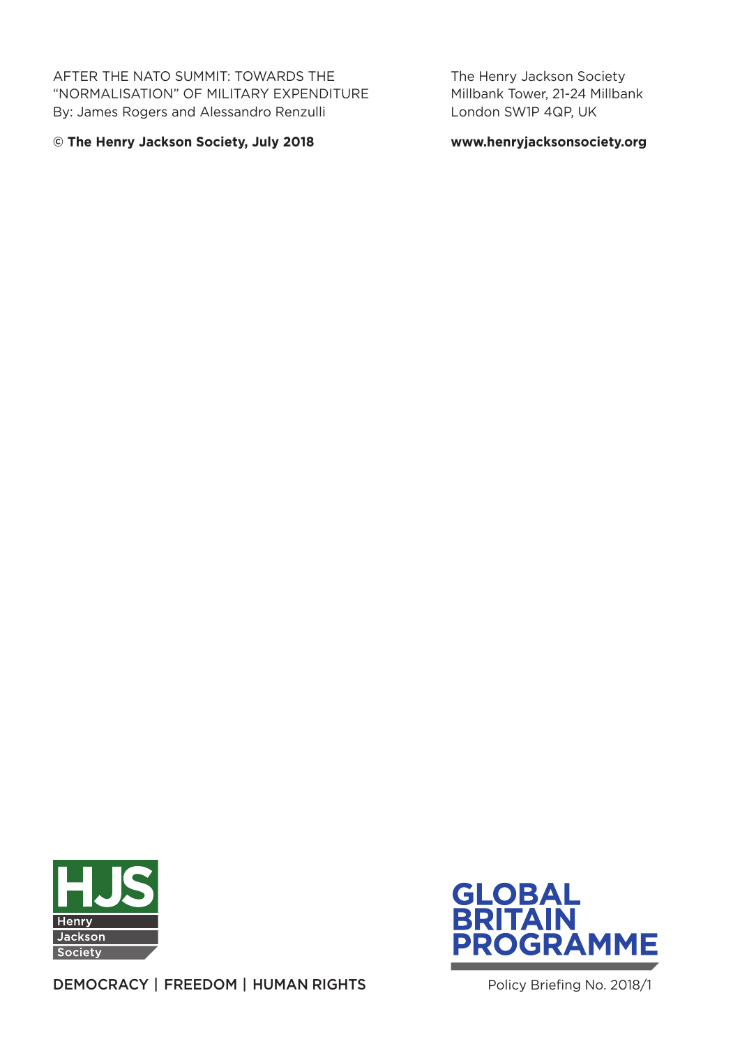AFTER THE NATO SUMMIT: TOWARDS THE "NORMALISATION" OF MILITARY EXPENDITURE
By: James Rogers and Alessandro Renzulli

**© The Henry Jackson Society, July 2018**

The Henry Jackson Society
Millbank Tower, 21-24 Millbank
London SW1P 4QP, UK

**www.henryjacksonsociety.org**

HJS
Henry
Jackson
Society

DEMOCRACY | FREEDOM | HUMAN RIGHTS

GLOBAL BRITAIN PROGRAMME

Policy Briefing No. 2018/1